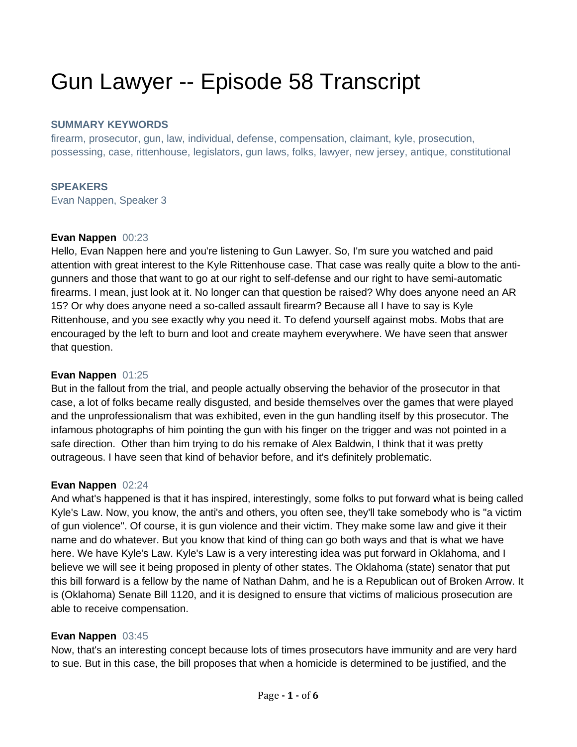# Gun Lawyer -- Episode 58 Transcript

**SUMMARY KEYWORDS**

firearm, prosecutor, gun, law, individual, defense, compensation, claimant, kyle, prosecution, possessing, case, rittenhouse, legislators, gun laws, folks, lawyer, new jersey, antique, constitutional

**SPEAKERS**

Evan Nappen, Speaker 3

**Evan Nappen** 00:23

Hello, Evan Nappen here and you're listening to Gun Lawyer. So, I'm sure you watched and paid attention with great interest to the Kyle Rittenhouse case. That case was really quite a blow to the anti-gunners and those that want to go at our right to self-defense and our right to have semi-automatic firearms. I mean, just look at it. No longer can that question be raised? Why does anyone need an AR 15? Or why does anyone need a so-called assault firearm? Because all I have to say is Kyle Rittenhouse, and you see exactly why you need it. To defend yourself against mobs. Mobs that are encouraged by the left to burn and loot and create mayhem everywhere. We have seen that answer that question.

**Evan Nappen** 01:25

But in the fallout from the trial, and people actually observing the behavior of the prosecutor in that case, a lot of folks became really disgusted, and beside themselves over the games that were played and the unprofessionalism that was exhibited, even in the gun handling itself by this prosecutor. The infamous photographs of him pointing the gun with his finger on the trigger and was not pointed in a safe direction. Other than him trying to do his remake of Alex Baldwin, I think that it was pretty outrageous. I have seen that kind of behavior before, and it's definitely problematic.

**Evan Nappen** 02:24

And what's happened is that it has inspired, interestingly, some folks to put forward what is being called Kyle's Law. Now, you know, the anti's and others, you often see, they'll take somebody who is "a victim of gun violence". Of course, it is gun violence and their victim. They make some law and give it their name and do whatever. But you know that kind of thing can go both ways and that is what we have here. We have Kyle's Law. Kyle's Law is a very interesting idea was put forward in Oklahoma, and I believe we will see it being proposed in plenty of other states. The Oklahoma (state) senator that put this bill forward is a fellow by the name of Nathan Dahm, and he is a Republican out of Broken Arrow. It is (Oklahoma) Senate Bill 1120, and it is designed to ensure that victims of malicious prosecution are able to receive compensation.

**Evan Nappen** 03:45

Now, that's an interesting concept because lots of times prosecutors have immunity and are very hard to sue. But in this case, the bill proposes that when a homicide is determined to be justified, and the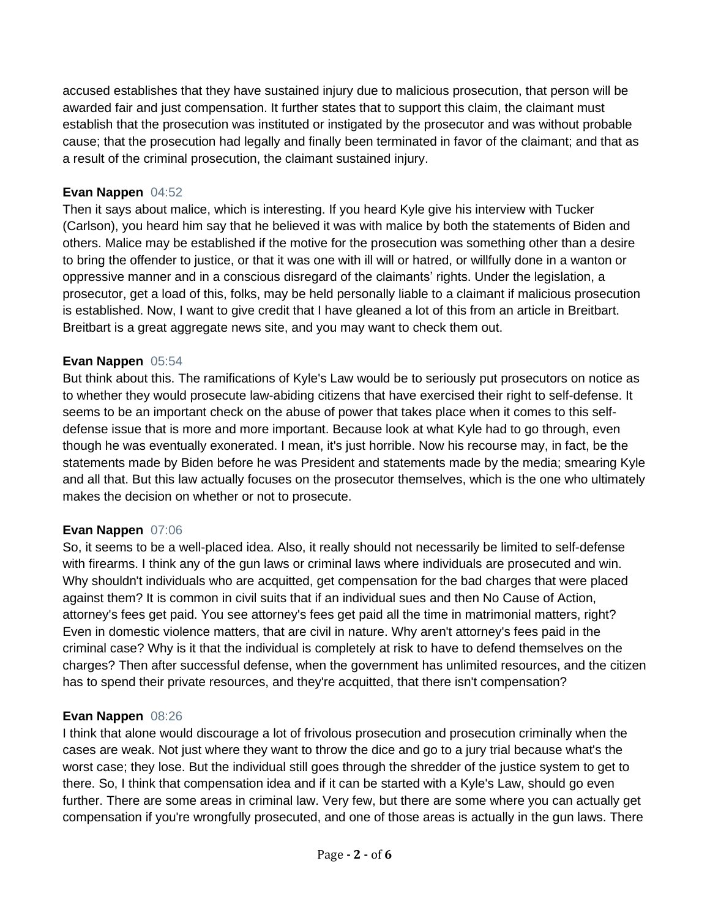accused establishes that they have sustained injury due to malicious prosecution, that person will be awarded fair and just compensation. It further states that to support this claim, the claimant must establish that the prosecution was instituted or instigated by the prosecutor and was without probable cause; that the prosecution had legally and finally been terminated in favor of the claimant; and that as a result of the criminal prosecution, the claimant sustained injury.

**Evan Nappen** 04:52
Then it says about malice, which is interesting. If you heard Kyle give his interview with Tucker (Carlson), you heard him say that he believed it was with malice by both the statements of Biden and others. Malice may be established if the motive for the prosecution was something other than a desire to bring the offender to justice, or that it was one with ill will or hatred, or willfully done in a wanton or oppressive manner and in a conscious disregard of the claimants' rights. Under the legislation, a prosecutor, get a load of this, folks, may be held personally liable to a claimant if malicious prosecution is established. Now, I want to give credit that I have gleaned a lot of this from an article in Breitbart. Breitbart is a great aggregate news site, and you may want to check them out.

**Evan Nappen** 05:54
But think about this. The ramifications of Kyle's Law would be to seriously put prosecutors on notice as to whether they would prosecute law-abiding citizens that have exercised their right to self-defense. It seems to be an important check on the abuse of power that takes place when it comes to this self-defense issue that is more and more important. Because look at what Kyle had to go through, even though he was eventually exonerated. I mean, it's just horrible. Now his recourse may, in fact, be the statements made by Biden before he was President and statements made by the media; smearing Kyle and all that. But this law actually focuses on the prosecutor themselves, which is the one who ultimately makes the decision on whether or not to prosecute.

**Evan Nappen** 07:06
So, it seems to be a well-placed idea. Also, it really should not necessarily be limited to self-defense with firearms. I think any of the gun laws or criminal laws where individuals are prosecuted and win. Why shouldn't individuals who are acquitted, get compensation for the bad charges that were placed against them? It is common in civil suits that if an individual sues and then No Cause of Action, attorney's fees get paid. You see attorney's fees get paid all the time in matrimonial matters, right? Even in domestic violence matters, that are civil in nature. Why aren't attorney's fees paid in the criminal case? Why is it that the individual is completely at risk to have to defend themselves on the charges? Then after successful defense, when the government has unlimited resources, and the citizen has to spend their private resources, and they're acquitted, that there isn't compensation?

**Evan Nappen** 08:26
I think that alone would discourage a lot of frivolous prosecution and prosecution criminally when the cases are weak. Not just where they want to throw the dice and go to a jury trial because what's the worst case; they lose. But the individual still goes through the shredder of the justice system to get to there. So, I think that compensation idea and if it can be started with a Kyle's Law, should go even further. There are some areas in criminal law. Very few, but there are some where you can actually get compensation if you're wrongfully prosecuted, and one of those areas is actually in the gun laws. There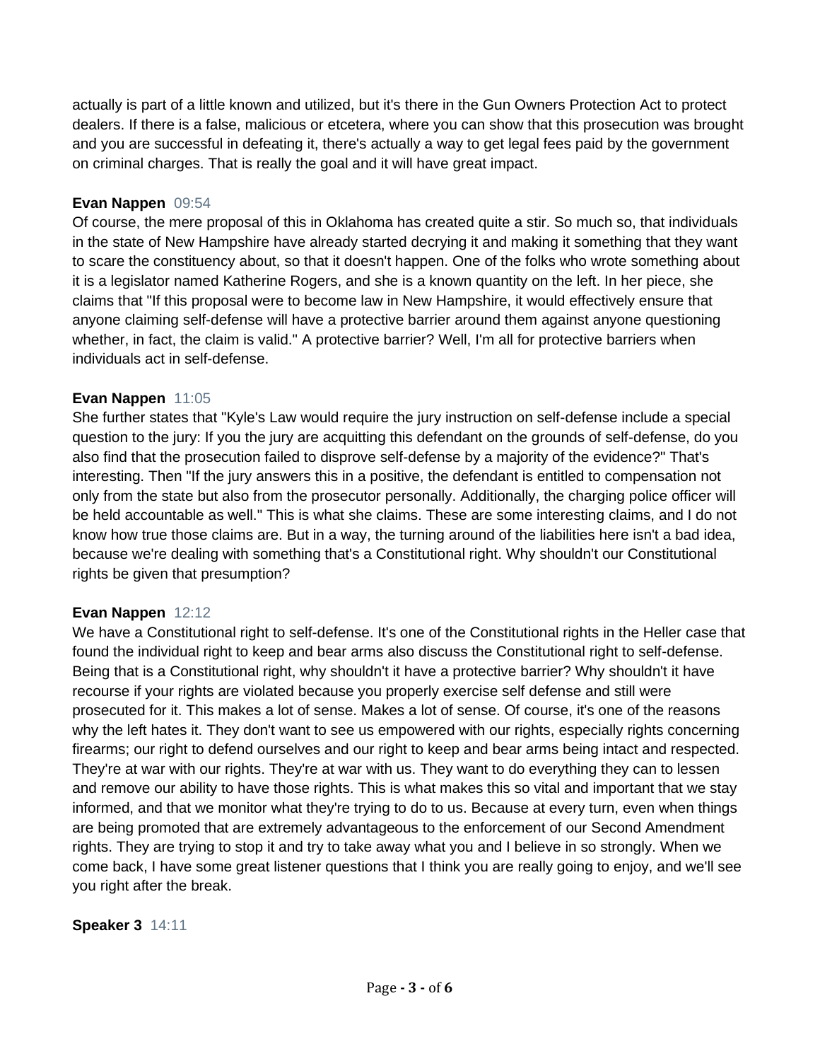actually is part of a little known and utilized, but it's there in the Gun Owners Protection Act to protect dealers. If there is a false, malicious or etcetera, where you can show that this prosecution was brought and you are successful in defeating it, there's actually a way to get legal fees paid by the government on criminal charges. That is really the goal and it will have great impact.

**Evan Nappen** 09:54
Of course, the mere proposal of this in Oklahoma has created quite a stir. So much so, that individuals in the state of New Hampshire have already started decrying it and making it something that they want to scare the constituency about, so that it doesn't happen. One of the folks who wrote something about it is a legislator named Katherine Rogers, and she is a known quantity on the left. In her piece, she claims that "If this proposal were to become law in New Hampshire, it would effectively ensure that anyone claiming self-defense will have a protective barrier around them against anyone questioning whether, in fact, the claim is valid." A protective barrier? Well, I'm all for protective barriers when individuals act in self-defense.

**Evan Nappen** 11:05
She further states that "Kyle's Law would require the jury instruction on self-defense include a special question to the jury: If you the jury are acquitting this defendant on the grounds of self-defense, do you also find that the prosecution failed to disprove self-defense by a majority of the evidence?" That's interesting. Then "If the jury answers this in a positive, the defendant is entitled to compensation not only from the state but also from the prosecutor personally. Additionally, the charging police officer will be held accountable as well." This is what she claims. These are some interesting claims, and I do not know how true those claims are. But in a way, the turning around of the liabilities here isn't a bad idea, because we're dealing with something that's a Constitutional right. Why shouldn't our Constitutional rights be given that presumption?

**Evan Nappen** 12:12
We have a Constitutional right to self-defense. It's one of the Constitutional rights in the Heller case that found the individual right to keep and bear arms also discuss the Constitutional right to self-defense. Being that is a Constitutional right, why shouldn't it have a protective barrier? Why shouldn't it have recourse if your rights are violated because you properly exercise self defense and still were prosecuted for it. This makes a lot of sense. Makes a lot of sense. Of course, it's one of the reasons why the left hates it. They don't want to see us empowered with our rights, especially rights concerning firearms; our right to defend ourselves and our right to keep and bear arms being intact and respected. They're at war with our rights. They're at war with us. They want to do everything they can to lessen and remove our ability to have those rights. This is what makes this so vital and important that we stay informed, and that we monitor what they're trying to do to us. Because at every turn, even when things are being promoted that are extremely advantageous to the enforcement of our Second Amendment rights. They are trying to stop it and try to take away what you and I believe in so strongly. When we come back, I have some great listener questions that I think you are really going to enjoy, and we'll see you right after the break.

**Speaker 3** 14:11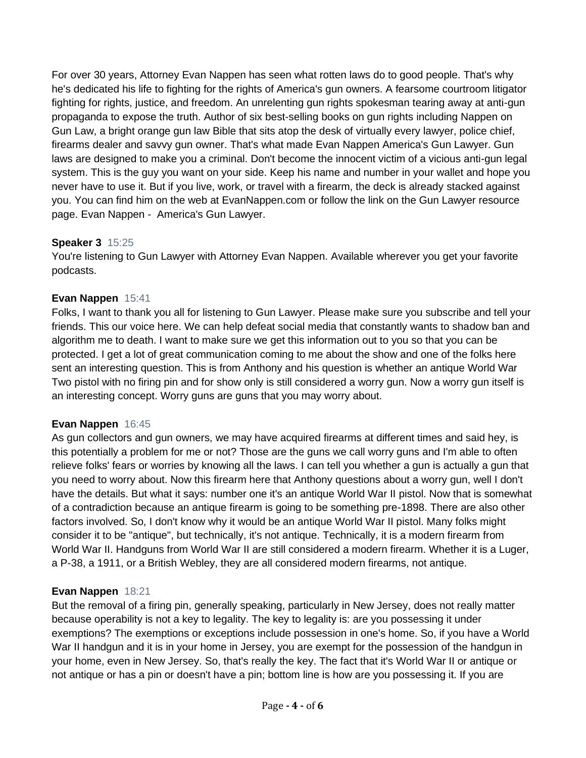For over 30 years, Attorney Evan Nappen has seen what rotten laws do to good people. That's why he's dedicated his life to fighting for the rights of America's gun owners. A fearsome courtroom litigator fighting for rights, justice, and freedom. An unrelenting gun rights spokesman tearing away at anti-gun propaganda to expose the truth. Author of six best-selling books on gun rights including Nappen on Gun Law, a bright orange gun law Bible that sits atop the desk of virtually every lawyer, police chief, firearms dealer and savvy gun owner. That's what made Evan Nappen America's Gun Lawyer. Gun laws are designed to make you a criminal. Don't become the innocent victim of a vicious anti-gun legal system. This is the guy you want on your side. Keep his name and number in your wallet and hope you never have to use it. But if you live, work, or travel with a firearm, the deck is already stacked against you. You can find him on the web at EvanNappen.com or follow the link on the Gun Lawyer resource page. Evan Nappen - America's Gun Lawyer.

**Speaker 3** 15:25
You're listening to Gun Lawyer with Attorney Evan Nappen. Available wherever you get your favorite podcasts.

**Evan Nappen** 15:41
Folks, I want to thank you all for listening to Gun Lawyer. Please make sure you subscribe and tell your friends. This our voice here. We can help defeat social media that constantly wants to shadow ban and algorithm me to death. I want to make sure we get this information out to you so that you can be protected. I get a lot of great communication coming to me about the show and one of the folks here sent an interesting question. This is from Anthony and his question is whether an antique World War Two pistol with no firing pin and for show only is still considered a worry gun. Now a worry gun itself is an interesting concept. Worry guns are guns that you may worry about.

**Evan Nappen** 16:45
As gun collectors and gun owners, we may have acquired firearms at different times and said hey, is this potentially a problem for me or not? Those are the guns we call worry guns and I'm able to often relieve folks' fears or worries by knowing all the laws. I can tell you whether a gun is actually a gun that you need to worry about. Now this firearm here that Anthony questions about a worry gun, well I don't have the details. But what it says: number one it's an antique World War II pistol. Now that is somewhat of a contradiction because an antique firearm is going to be something pre-1898. There are also other factors involved. So, I don't know why it would be an antique World War II pistol. Many folks might consider it to be "antique", but technically, it's not antique. Technically, it is a modern firearm from World War II. Handguns from World War II are still considered a modern firearm. Whether it is a Luger, a P-38, a 1911, or a British Webley, they are all considered modern firearms, not antique.

**Evan Nappen** 18:21
But the removal of a firing pin, generally speaking, particularly in New Jersey, does not really matter because operability is not a key to legality. The key to legality is: are you possessing it under exemptions? The exemptions or exceptions include possession in one's home. So, if you have a World War II handgun and it is in your home in Jersey, you are exempt for the possession of the handgun in your home, even in New Jersey. So, that's really the key. The fact that it's World War II or antique or not antique or has a pin or doesn't have a pin; bottom line is how are you possessing it. If you are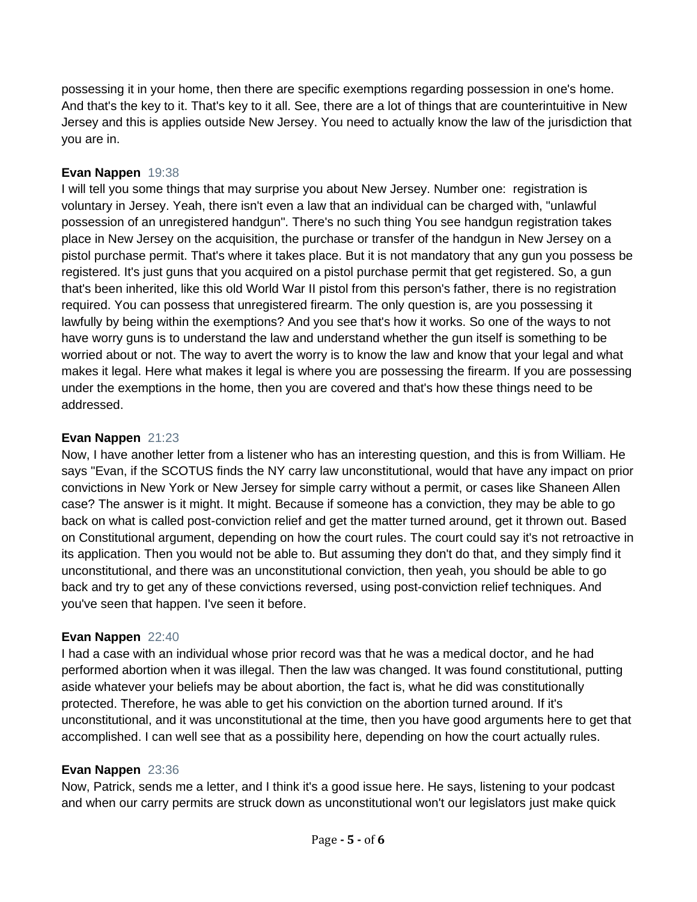possessing it in your home, then there are specific exemptions regarding possession in one's home. And that's the key to it. That's key to it all. See, there are a lot of things that are counterintuitive in New Jersey and this is applies outside New Jersey. You need to actually know the law of the jurisdiction that you are in.

**Evan Nappen** 19:38
I will tell you some things that may surprise you about New Jersey. Number one: registration is voluntary in Jersey. Yeah, there isn't even a law that an individual can be charged with, "unlawful possession of an unregistered handgun". There's no such thing You see handgun registration takes place in New Jersey on the acquisition, the purchase or transfer of the handgun in New Jersey on a pistol purchase permit. That's where it takes place. But it is not mandatory that any gun you possess be registered. It's just guns that you acquired on a pistol purchase permit that get registered. So, a gun that's been inherited, like this old World War II pistol from this person's father, there is no registration required. You can possess that unregistered firearm. The only question is, are you possessing it lawfully by being within the exemptions? And you see that's how it works. So one of the ways to not have worry guns is to understand the law and understand whether the gun itself is something to be worried about or not. The way to avert the worry is to know the law and know that your legal and what makes it legal. Here what makes it legal is where you are possessing the firearm. If you are possessing under the exemptions in the home, then you are covered and that's how these things need to be addressed.

**Evan Nappen** 21:23
Now, I have another letter from a listener who has an interesting question, and this is from William. He says "Evan, if the SCOTUS finds the NY carry law unconstitutional, would that have any impact on prior convictions in New York or New Jersey for simple carry without a permit, or cases like Shaneen Allen case? The answer is it might. It might. Because if someone has a conviction, they may be able to go back on what is called post-conviction relief and get the matter turned around, get it thrown out. Based on Constitutional argument, depending on how the court rules. The court could say it's not retroactive in its application. Then you would not be able to. But assuming they don't do that, and they simply find it unconstitutional, and there was an unconstitutional conviction, then yeah, you should be able to go back and try to get any of these convictions reversed, using post-conviction relief techniques. And you've seen that happen. I've seen it before.

**Evan Nappen** 22:40
I had a case with an individual whose prior record was that he was a medical doctor, and he had performed abortion when it was illegal. Then the law was changed. It was found constitutional, putting aside whatever your beliefs may be about abortion, the fact is, what he did was constitutionally protected. Therefore, he was able to get his conviction on the abortion turned around. If it's unconstitutional, and it was unconstitutional at the time, then you have good arguments here to get that accomplished. I can well see that as a possibility here, depending on how the court actually rules.

**Evan Nappen** 23:36
Now, Patrick, sends me a letter, and I think it's a good issue here. He says, listening to your podcast and when our carry permits are struck down as unconstitutional won't our legislators just make quick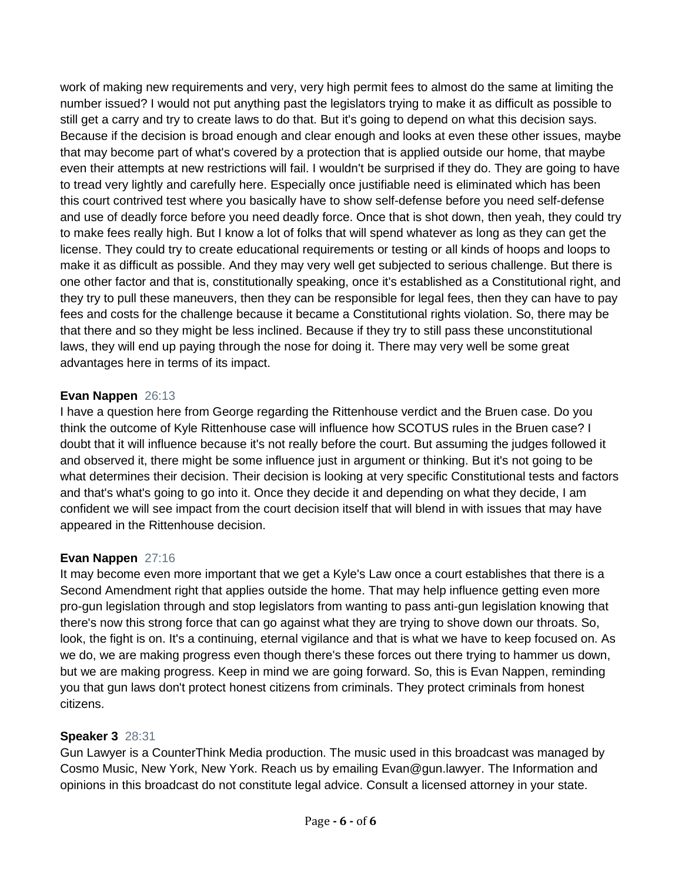work of making new requirements and very, very high permit fees to almost do the same at limiting the number issued? I would not put anything past the legislators trying to make it as difficult as possible to still get a carry and try to create laws to do that. But it's going to depend on what this decision says. Because if the decision is broad enough and clear enough and looks at even these other issues, maybe that may become part of what's covered by a protection that is applied outside our home, that maybe even their attempts at new restrictions will fail. I wouldn't be surprised if they do. They are going to have to tread very lightly and carefully here. Especially once justifiable need is eliminated which has been this court contrived test where you basically have to show self-defense before you need self-defense and use of deadly force before you need deadly force. Once that is shot down, then yeah, they could try to make fees really high. But I know a lot of folks that will spend whatever as long as they can get the license. They could try to create educational requirements or testing or all kinds of hoops and loops to make it as difficult as possible. And they may very well get subjected to serious challenge. But there is one other factor and that is, constitutionally speaking, once it's established as a Constitutional right, and they try to pull these maneuvers, then they can be responsible for legal fees, then they can have to pay fees and costs for the challenge because it became a Constitutional rights violation. So, there may be that there and so they might be less inclined. Because if they try to still pass these unconstitutional laws, they will end up paying through the nose for doing it. There may very well be some great advantages here in terms of its impact.

**Evan Nappen** 26:13
I have a question here from George regarding the Rittenhouse verdict and the Bruen case. Do you think the outcome of Kyle Rittenhouse case will influence how SCOTUS rules in the Bruen case? I doubt that it will influence because it's not really before the court. But assuming the judges followed it and observed it, there might be some influence just in argument or thinking. But it's not going to be what determines their decision. Their decision is looking at very specific Constitutional tests and factors and that's what's going to go into it. Once they decide it and depending on what they decide, I am confident we will see impact from the court decision itself that will blend in with issues that may have appeared in the Rittenhouse decision.

**Evan Nappen** 27:16
It may become even more important that we get a Kyle's Law once a court establishes that there is a Second Amendment right that applies outside the home. That may help influence getting even more pro-gun legislation through and stop legislators from wanting to pass anti-gun legislation knowing that there's now this strong force that can go against what they are trying to shove down our throats. So, look, the fight is on. It's a continuing, eternal vigilance and that is what we have to keep focused on. As we do, we are making progress even though there's these forces out there trying to hammer us down, but we are making progress. Keep in mind we are going forward. So, this is Evan Nappen, reminding you that gun laws don't protect honest citizens from criminals. They protect criminals from honest citizens.

**Speaker 3** 28:31
Gun Lawyer is a CounterThink Media production. The music used in this broadcast was managed by Cosmo Music, New York, New York. Reach us by emailing Evan@gun.lawyer. The Information and opinions in this broadcast do not constitute legal advice. Consult a licensed attorney in your state.